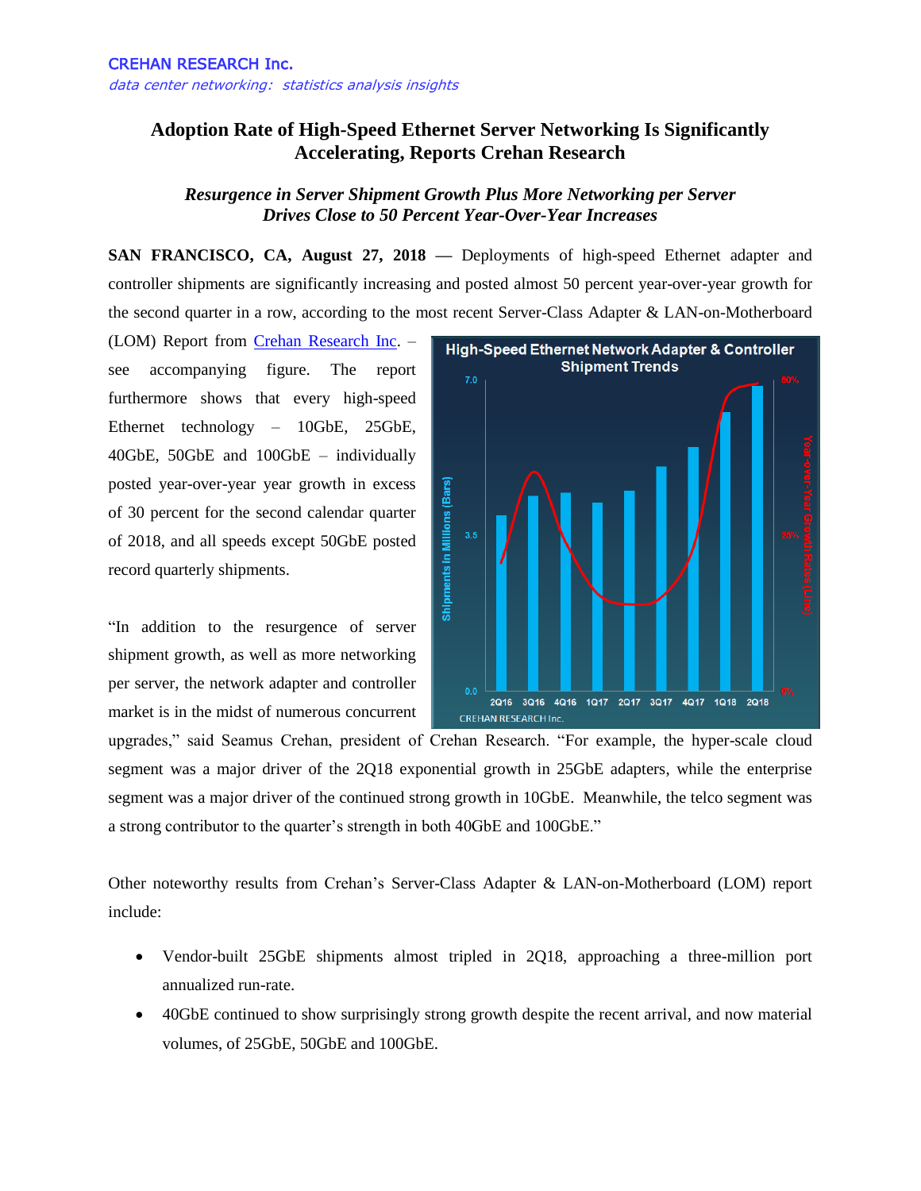CREHAN RESEARCH Inc.

*data center networking: statistics analysis insights*

# Adoption Rate of High-Speed Ethernet Server Networking Is Significantly Accelerating, Reports Crehan Research

### *Resurgence in Server Shipment Growth Plus More Networking per Server Drives Close to 50 Percent Year-Over-Year Increases*

**SAN FRANCISCO, CA, August 27, 2018** — Deployments of high-speed Ethernet adapter and controller shipments are significantly increasing and posted almost 50 percent year-over-year growth for the second quarter in a row, according to the most recent Server-Class Adapter & LAN-on-Motherboard (LOM) Report from Crehan Research Inc. – see accompanying figure. The report furthermore shows that every high-speed Ethernet technology – 10GbE, 25GbE, 40GbE, 50GbE and 100GbE – individually posted year-over-year year growth in excess of 30 percent for the second calendar quarter of 2018, and all speeds except 50GbE posted record quarterly shipments.

"In addition to the resurgence of server shipment growth, as well as more networking per server, the network adapter and controller market is in the midst of numerous concurrent upgrades," said Seamus Crehan, president of Crehan Research. "For example, the hyper-scale cloud segment was a major driver of the 2Q18 exponential growth in 25GbE adapters, while the enterprise segment was a major driver of the continued strong growth in 10GbE. Meanwhile, the telco segment was a strong contributor to the quarter's strength in both 40GbE and 100GbE."

Other noteworthy results from Crehan's Server-Class Adapter & LAN-on-Motherboard (LOM) report include:

- Vendor-built 25GbE shipments almost tripled in 2Q18, approaching a three-million port annualized run-rate.
- 40GbE continued to show surprisingly strong growth despite the recent arrival, and now material volumes, of 25GbE, 50GbE and 100GbE.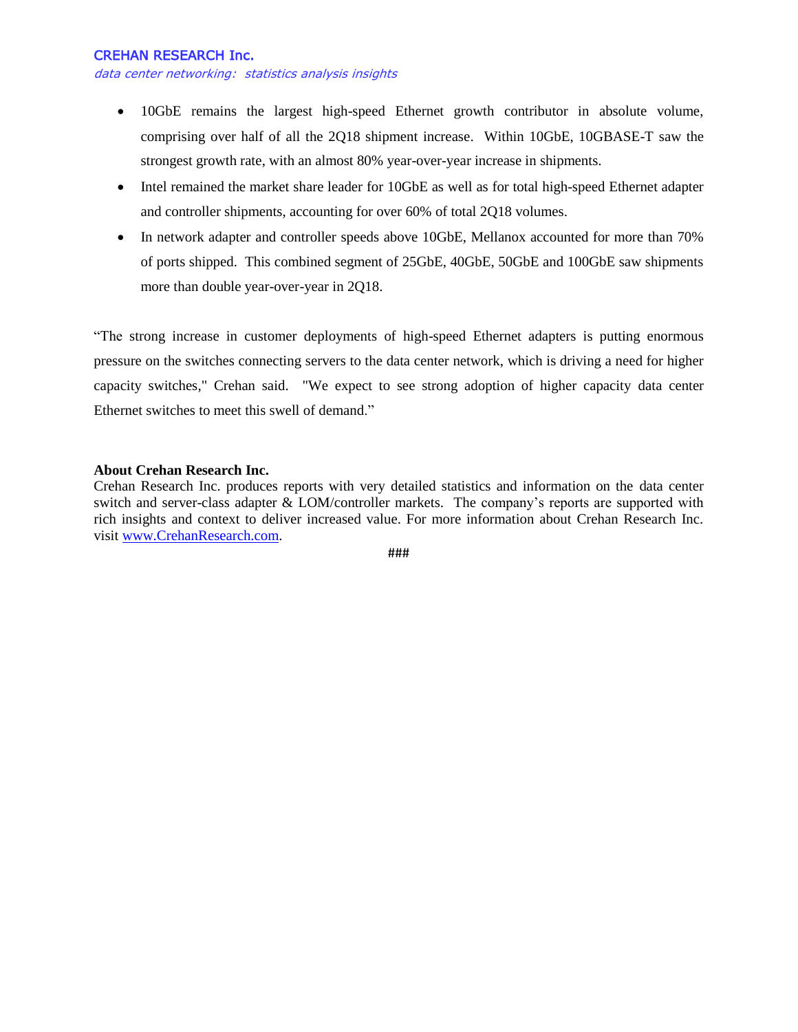- 10GbE remains the largest high-speed Ethernet growth contributor in absolute volume, comprising over half of all the 2Q18 shipment increase. Within 10GbE, 10GBASE-T saw the strongest growth rate, with an almost 80% year-over-year increase in shipments.
- Intel remained the market share leader for 10GbE as well as for total high-speed Ethernet adapter and controller shipments, accounting for over 60% of total 2Q18 volumes.
- In network adapter and controller speeds above 10GbE, Mellanox accounted for more than 70% of ports shipped. This combined segment of 25GbE, 40GbE, 50GbE and 100GbE saw shipments more than double year-over-year in 2Q18.

"The strong increase in customer deployments of high-speed Ethernet adapters is putting enormous pressure on the switches connecting servers to the data center network, which is driving a need for higher capacity switches," Crehan said. "We expect to see strong adoption of higher capacity data center Ethernet switches to meet this swell of demand."

**About Crehan Research Inc.**
Crehan Research Inc. produces reports with very detailed statistics and information on the data center switch and server-class adapter & LOM/controller markets. The company's reports are supported with rich insights and context to deliver increased value. For more information about Crehan Research Inc. visit [www.CrehanResearch.com](http://www.CrehanResearch.com).

###